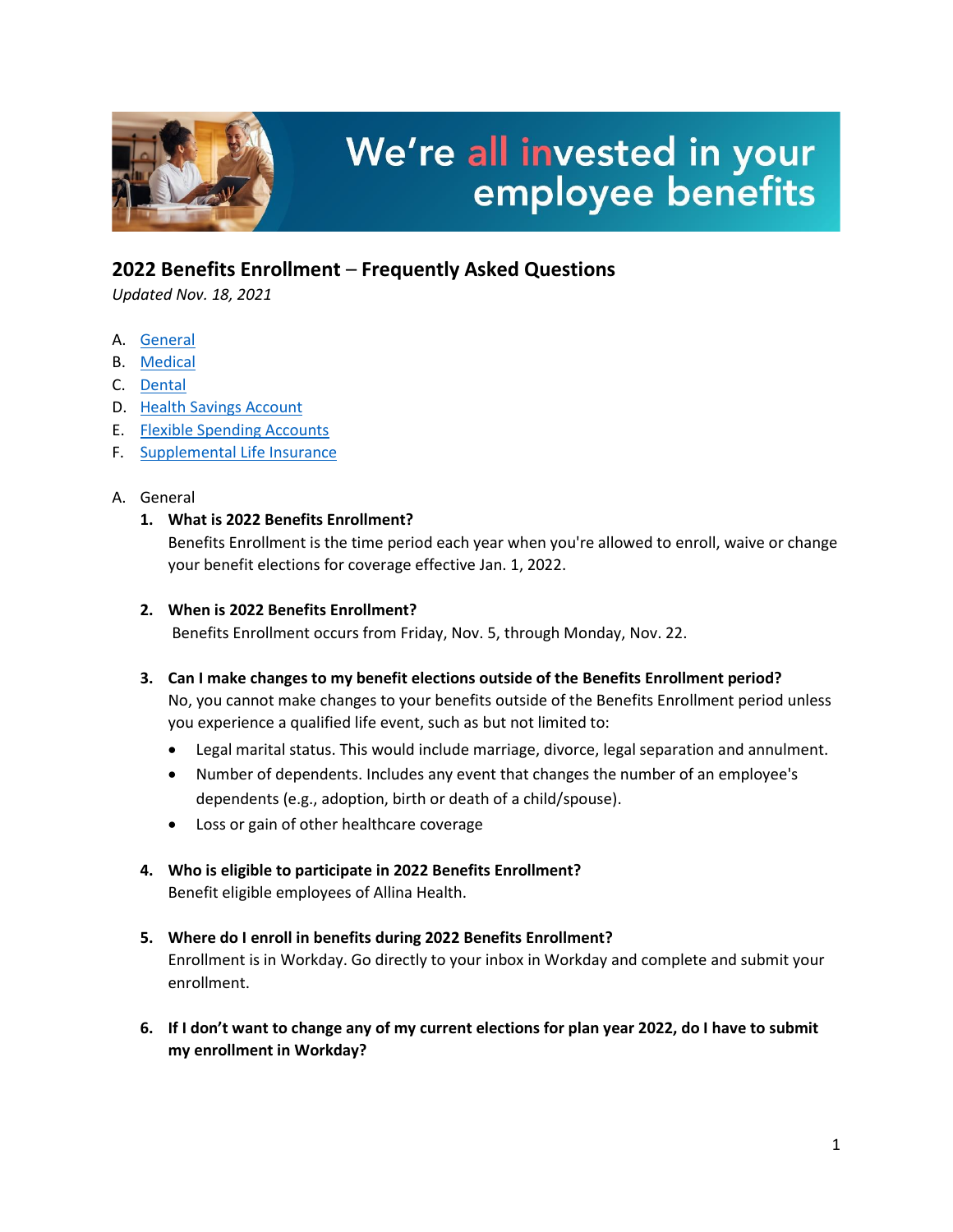We're all invested in your employee benefits

## 2022 Benefits Enrollment – Frequently Asked Questions

*Updated Nov. 18, 2021*

A. General
B. Medical
C. Dental
D. Health Savings Account
E. Flexible Spending Accounts
F. Supplemental Life Insurance

### A. General

1. **What is 2022 Benefits Enrollment?**
   Benefits Enrollment is the time period each year when you're allowed to enroll, waive or change your benefit elections for coverage effective Jan. 1, 2022.

2. **When is 2022 Benefits Enrollment?**
   Benefits Enrollment occurs from Friday, Nov. 5, through Monday, Nov. 22.

3. **Can I make changes to my benefit elections outside of the Benefits Enrollment period?**
   No, you cannot make changes to your benefits outside of the Benefits Enrollment period unless you experience a qualified life event, such as but not limited to:
   - Legal marital status. This would include marriage, divorce, legal separation and annulment.
   - Number of dependents. Includes any event that changes the number of an employee's dependents (e.g., adoption, birth or death of a child/spouse).
   - Loss or gain of other healthcare coverage

4. **Who is eligible to participate in 2022 Benefits Enrollment?**
   Benefit eligible employees of Allina Health.

5. **Where do I enroll in benefits during 2022 Benefits Enrollment?**
   Enrollment is in Workday. Go directly to your inbox in Workday and complete and submit your enrollment.

6. **If I don't want to change any of my current elections for plan year 2022, do I have to submit my enrollment in Workday?**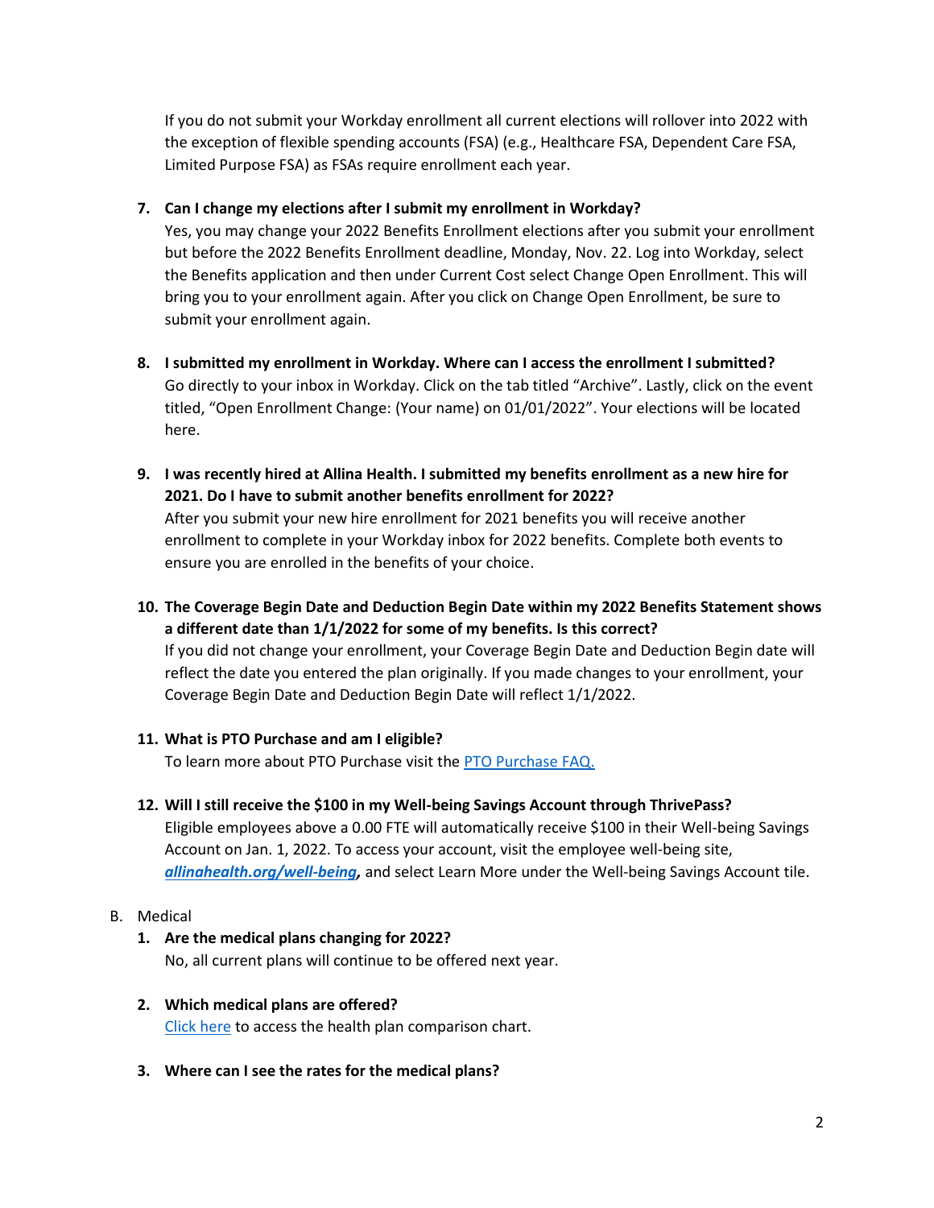If you do not submit your Workday enrollment all current elections will rollover into 2022 with the exception of flexible spending accounts (FSA) (e.g., Healthcare FSA, Dependent Care FSA, Limited Purpose FSA) as FSAs require enrollment each year.

7. **Can I change my elections after I submit my enrollment in Workday?**
   Yes, you may change your 2022 Benefits Enrollment elections after you submit your enrollment but before the 2022 Benefits Enrollment deadline, Monday, Nov. 22. Log into Workday, select the Benefits application and then under Current Cost select Change Open Enrollment. This will bring you to your enrollment again. After you click on Change Open Enrollment, be sure to submit your enrollment again.

8. **I submitted my enrollment in Workday. Where can I access the enrollment I submitted?**
   Go directly to your inbox in Workday. Click on the tab titled "Archive". Lastly, click on the event titled, "Open Enrollment Change: (Your name) on 01/01/2022". Your elections will be located here.

9. **I was recently hired at Allina Health. I submitted my benefits enrollment as a new hire for 2021. Do I have to submit another benefits enrollment for 2022?**
   After you submit your new hire enrollment for 2021 benefits you will receive another enrollment to complete in your Workday inbox for 2022 benefits. Complete both events to ensure you are enrolled in the benefits of your choice.

10. **The Coverage Begin Date and Deduction Begin Date within my 2022 Benefits Statement shows a different date than 1/1/2022 for some of my benefits. Is this correct?**
    If you did not change your enrollment, your Coverage Begin Date and Deduction Begin date will reflect the date you entered the plan originally. If you made changes to your enrollment, your Coverage Begin Date and Deduction Begin Date will reflect 1/1/2022.

11. **What is PTO Purchase and am I eligible?**
    To learn more about PTO Purchase visit the PTO Purchase FAQ.

12. **Will I still receive the $100 in my Well-being Savings Account through ThrivePass?**
    Eligible employees above a 0.00 FTE will automatically receive $100 in their Well-being Savings Account on Jan. 1, 2022. To access your account, visit the employee well-being site, ***allinahealth.org/well-being***, and select Learn More under the Well-being Savings Account tile.

B. Medical

1. **Are the medical plans changing for 2022?**
   No, all current plans will continue to be offered next year.

2. **Which medical plans are offered?**
   Click here to access the health plan comparison chart.

3. **Where can I see the rates for the medical plans?**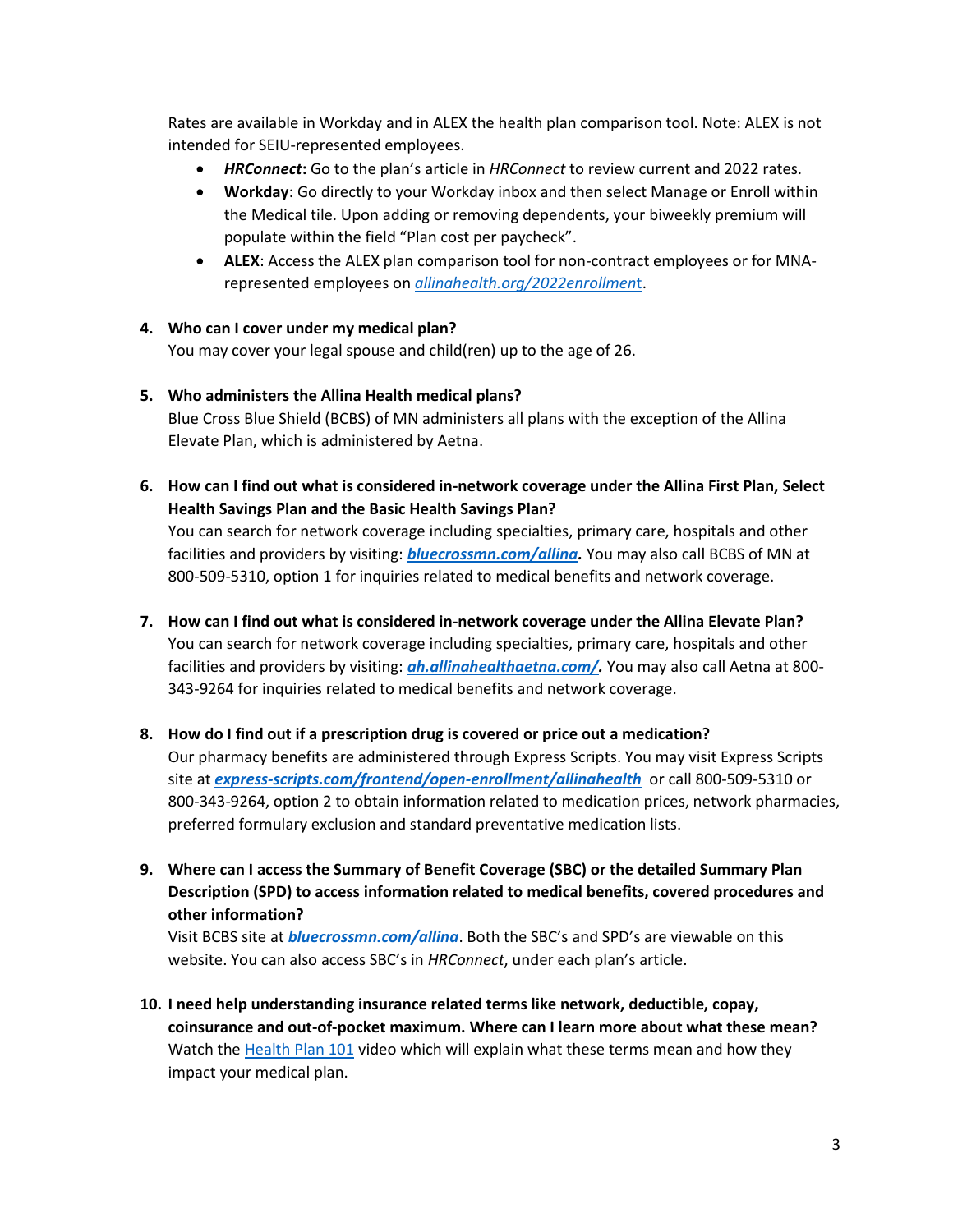Rates are available in Workday and in ALEX the health plan comparison tool. Note: ALEX is not intended for SEIU-represented employees.

- ***HRConnect*****:** Go to the plan's article in *HRConnect* to review current and 2022 rates.
- **Workday**: Go directly to your Workday inbox and then select Manage or Enroll within the Medical tile. Upon adding or removing dependents, your biweekly premium will populate within the field "Plan cost per paycheck".
- **ALEX**: Access the ALEX plan comparison tool for non-contract employees or for MNA-represented employees on *allinahealth.org/2022enrollment*.

**4. Who can I cover under my medical plan?**

You may cover your legal spouse and child(ren) up to the age of 26.

**5. Who administers the Allina Health medical plans?**

Blue Cross Blue Shield (BCBS) of MN administers all plans with the exception of the Allina Elevate Plan, which is administered by Aetna.

**6. How can I find out what is considered in-network coverage under the Allina First Plan, Select Health Savings Plan and the Basic Health Savings Plan?**

You can search for network coverage including specialties, primary care, hospitals and other facilities and providers by visiting: ***bluecrossmn.com/allina*****.** You may also call BCBS of MN at 800-509-5310, option 1 for inquiries related to medical benefits and network coverage.

**7. How can I find out what is considered in-network coverage under the Allina Elevate Plan?**

You can search for network coverage including specialties, primary care, hospitals and other facilities and providers by visiting: ***ah.allinahealthaetna.com/*****.** You may also call Aetna at 800-343-9264 for inquiries related to medical benefits and network coverage.

**8. How do I find out if a prescription drug is covered or price out a medication?**

Our pharmacy benefits are administered through Express Scripts. You may visit Express Scripts site at ***express-scripts.com/frontend/open-enrollment/allinahealth*** or call 800-509-5310 or 800-343-9264, option 2 to obtain information related to medication prices, network pharmacies, preferred formulary exclusion and standard preventative medication lists.

**9. Where can I access the Summary of Benefit Coverage (SBC) or the detailed Summary Plan Description (SPD) to access information related to medical benefits, covered procedures and other information?**

Visit BCBS site at ***bluecrossmn.com/allina***. Both the SBC's and SPD's are viewable on this website. You can also access SBC's in *HRConnect*, under each plan's article.

**10. I need help understanding insurance related terms like network, deductible, copay, coinsurance and out-of-pocket maximum. Where can I learn more about what these mean?**

Watch the Health Plan 101 video which will explain what these terms mean and how they impact your medical plan.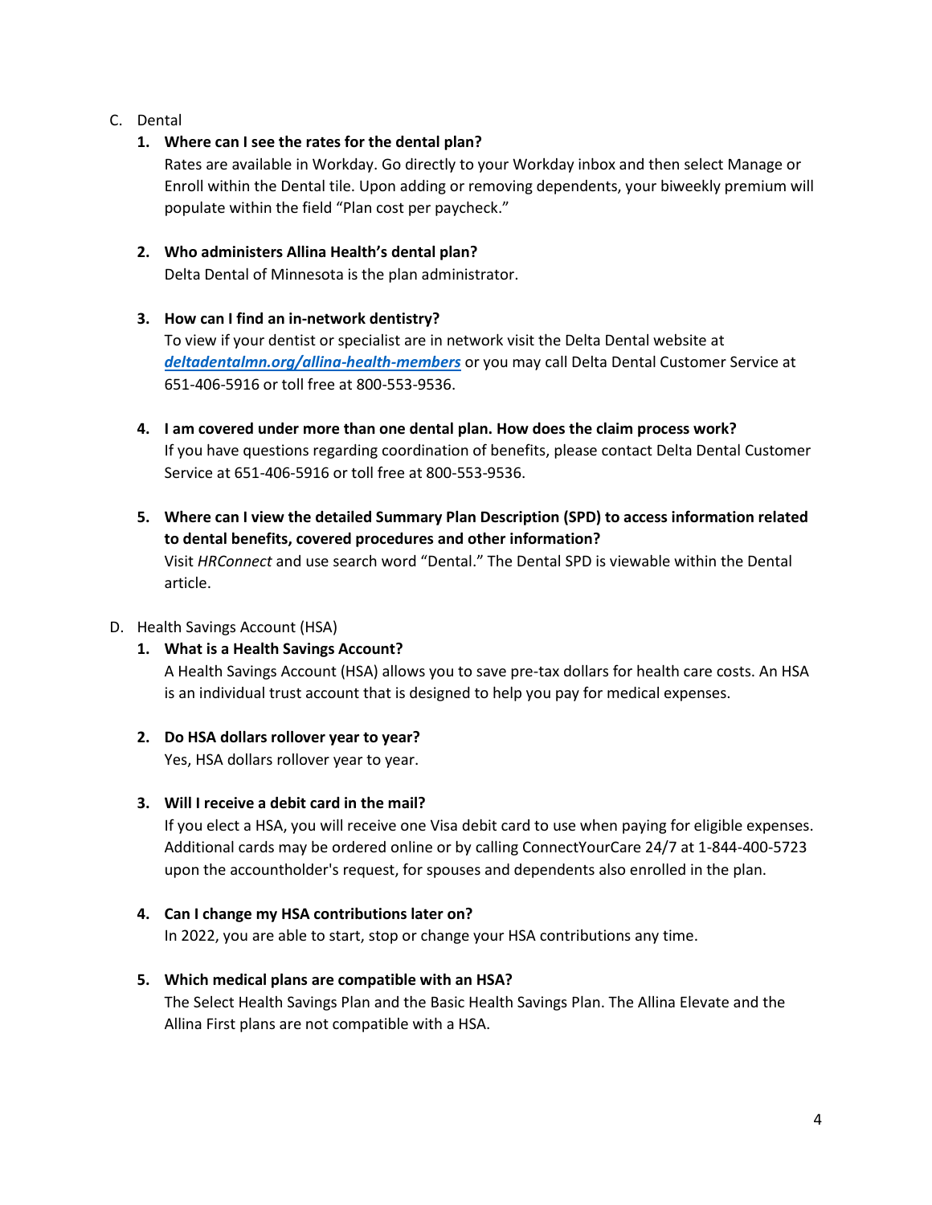C. Dental

1. **Where can I see the rates for the dental plan?**
   Rates are available in Workday. Go directly to your Workday inbox and then select Manage or Enroll within the Dental tile. Upon adding or removing dependents, your biweekly premium will populate within the field "Plan cost per paycheck."

2. **Who administers Allina Health's dental plan?**
   Delta Dental of Minnesota is the plan administrator.

3. **How can I find an in-network dentistry?**
   To view if your dentist or specialist are in network visit the Delta Dental website at ***deltadentalmn.org/allina-health-members*** or you may call Delta Dental Customer Service at 651-406-5916 or toll free at 800-553-9536.

4. **I am covered under more than one dental plan. How does the claim process work?**
   If you have questions regarding coordination of benefits, please contact Delta Dental Customer Service at 651-406-5916 or toll free at 800-553-9536.

5. **Where can I view the detailed Summary Plan Description (SPD) to access information related to dental benefits, covered procedures and other information?**
   Visit *HRConnect* and use search word "Dental." The Dental SPD is viewable within the Dental article.

D. Health Savings Account (HSA)

1. **What is a Health Savings Account?**
   A Health Savings Account (HSA) allows you to save pre-tax dollars for health care costs. An HSA is an individual trust account that is designed to help you pay for medical expenses.

2. **Do HSA dollars rollover year to year?**
   Yes, HSA dollars rollover year to year.

3. **Will I receive a debit card in the mail?**
   If you elect a HSA, you will receive one Visa debit card to use when paying for eligible expenses. Additional cards may be ordered online or by calling ConnectYourCare 24/7 at 1-844-400-5723 upon the accountholder's request, for spouses and dependents also enrolled in the plan.

4. **Can I change my HSA contributions later on?**
   In 2022, you are able to start, stop or change your HSA contributions any time.

5. **Which medical plans are compatible with an HSA?**
   The Select Health Savings Plan and the Basic Health Savings Plan. The Allina Elevate and the Allina First plans are not compatible with a HSA.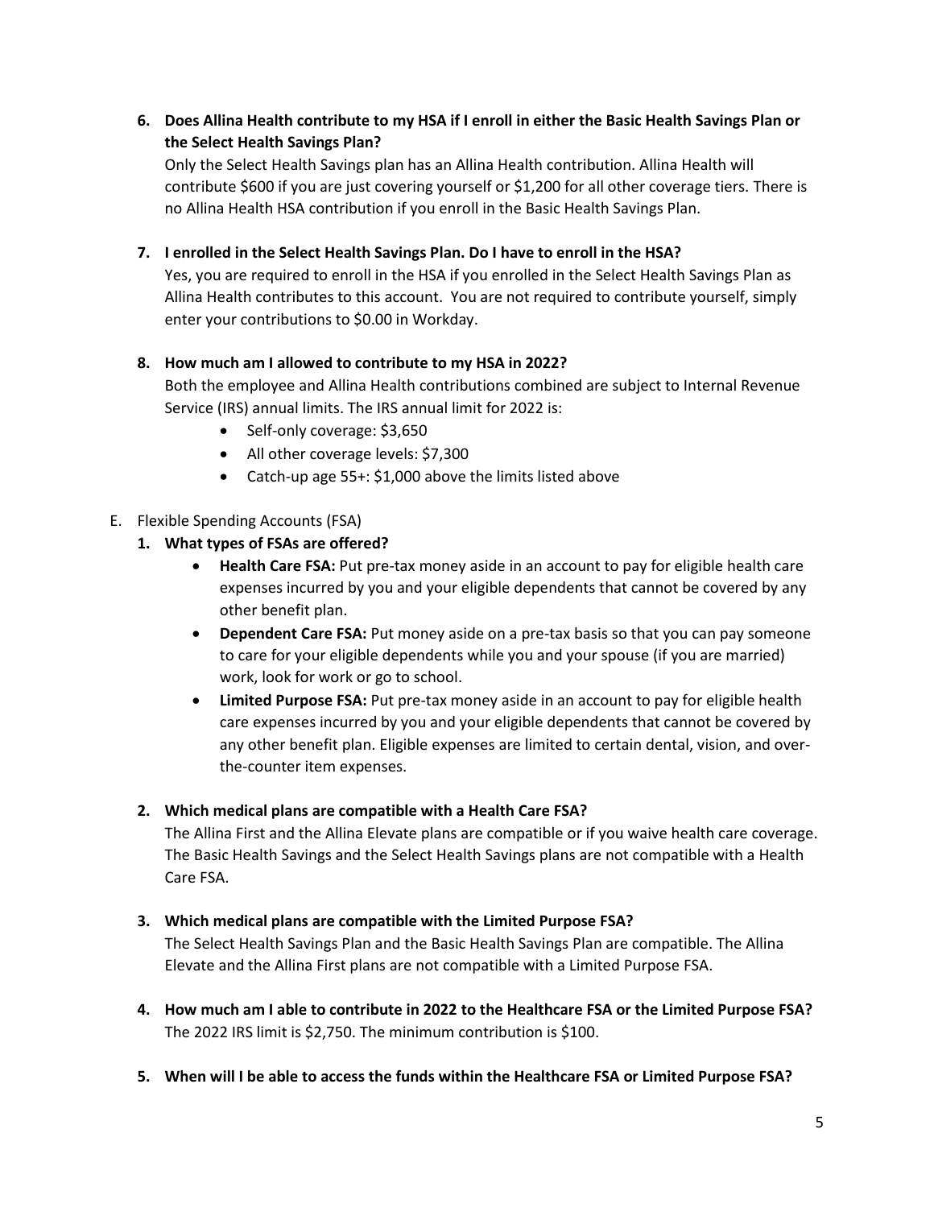6. **Does Allina Health contribute to my HSA if I enroll in either the Basic Health Savings Plan or the Select Health Savings Plan?**
   Only the Select Health Savings plan has an Allina Health contribution. Allina Health will contribute $600 if you are just covering yourself or $1,200 for all other coverage tiers. There is no Allina Health HSA contribution if you enroll in the Basic Health Savings Plan.

7. **I enrolled in the Select Health Savings Plan. Do I have to enroll in the HSA?**
   Yes, you are required to enroll in the HSA if you enrolled in the Select Health Savings Plan as Allina Health contributes to this account. You are not required to contribute yourself, simply enter your contributions to $0.00 in Workday.

8. **How much am I allowed to contribute to my HSA in 2022?**
   Both the employee and Allina Health contributions combined are subject to Internal Revenue Service (IRS) annual limits. The IRS annual limit for 2022 is:
   - Self-only coverage: $3,650
   - All other coverage levels: $7,300
   - Catch-up age 55+: $1,000 above the limits listed above

E. Flexible Spending Accounts (FSA)

1. **What types of FSAs are offered?**
   - **Health Care FSA:** Put pre-tax money aside in an account to pay for eligible health care expenses incurred by you and your eligible dependents that cannot be covered by any other benefit plan.
   - **Dependent Care FSA:** Put money aside on a pre-tax basis so that you can pay someone to care for your eligible dependents while you and your spouse (if you are married) work, look for work or go to school.
   - **Limited Purpose FSA:** Put pre-tax money aside in an account to pay for eligible health care expenses incurred by you and your eligible dependents that cannot be covered by any other benefit plan. Eligible expenses are limited to certain dental, vision, and over-the-counter item expenses.

2. **Which medical plans are compatible with a Health Care FSA?**
   The Allina First and the Allina Elevate plans are compatible or if you waive health care coverage. The Basic Health Savings and the Select Health Savings plans are not compatible with a Health Care FSA.

3. **Which medical plans are compatible with the Limited Purpose FSA?**
   The Select Health Savings Plan and the Basic Health Savings Plan are compatible. The Allina Elevate and the Allina First plans are not compatible with a Limited Purpose FSA.

4. **How much am I able to contribute in 2022 to the Healthcare FSA or the Limited Purpose FSA?**
   The 2022 IRS limit is $2,750. The minimum contribution is $100.

5. **When will I be able to access the funds within the Healthcare FSA or Limited Purpose FSA?**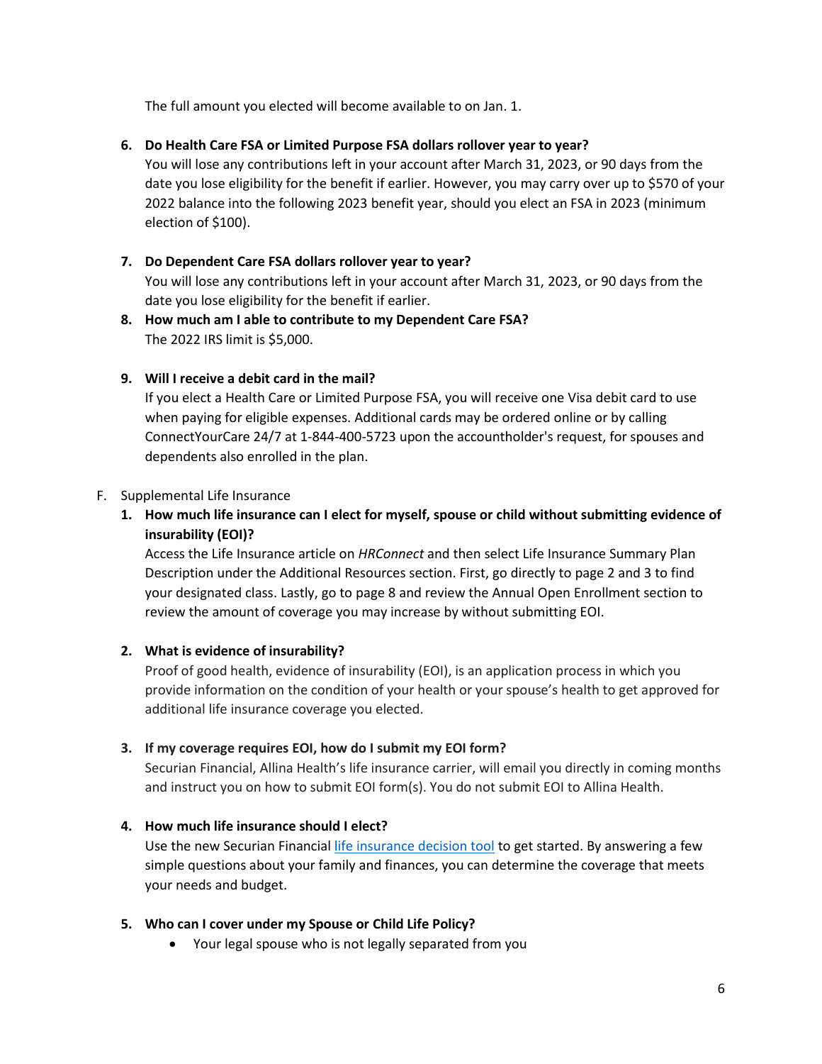The full amount you elected will become available to on Jan. 1.

6. **Do Health Care FSA or Limited Purpose FSA dollars rollover year to year?**
   You will lose any contributions left in your account after March 31, 2023, or 90 days from the date you lose eligibility for the benefit if earlier. However, you may carry over up to $570 of your 2022 balance into the following 2023 benefit year, should you elect an FSA in 2023 (minimum election of $100).

7. **Do Dependent Care FSA dollars rollover year to year?**
   You will lose any contributions left in your account after March 31, 2023, or 90 days from the date you lose eligibility for the benefit if earlier.

8. **How much am I able to contribute to my Dependent Care FSA?**
   The 2022 IRS limit is $5,000.

9. **Will I receive a debit card in the mail?**
   If you elect a Health Care or Limited Purpose FSA, you will receive one Visa debit card to use when paying for eligible expenses. Additional cards may be ordered online or by calling ConnectYourCare 24/7 at 1-844-400-5723 upon the accountholder's request, for spouses and dependents also enrolled in the plan.

F. Supplemental Life Insurance

1. **How much life insurance can I elect for myself, spouse or child without submitting evidence of insurability (EOI)?**
   Access the Life Insurance article on *HRConnect* and then select Life Insurance Summary Plan Description under the Additional Resources section. First, go directly to page 2 and 3 to find your designated class. Lastly, go to page 8 and review the Annual Open Enrollment section to review the amount of coverage you may increase by without submitting EOI.

2. **What is evidence of insurability?**
   Proof of good health, evidence of insurability (EOI), is an application process in which you provide information on the condition of your health or your spouse's health to get approved for additional life insurance coverage you elected.

3. **If my coverage requires EOI, how do I submit my EOI form?**
   Securian Financial, Allina Health's life insurance carrier, will email you directly in coming months and instruct you on how to submit EOI form(s). You do not submit EOI to Allina Health.

4. **How much life insurance should I elect?**
   Use the new Securian Financial life insurance decision tool to get started. By answering a few simple questions about your family and finances, you can determine the coverage that meets your needs and budget.

5. **Who can I cover under my Spouse or Child Life Policy?**
   - Your legal spouse who is not legally separated from you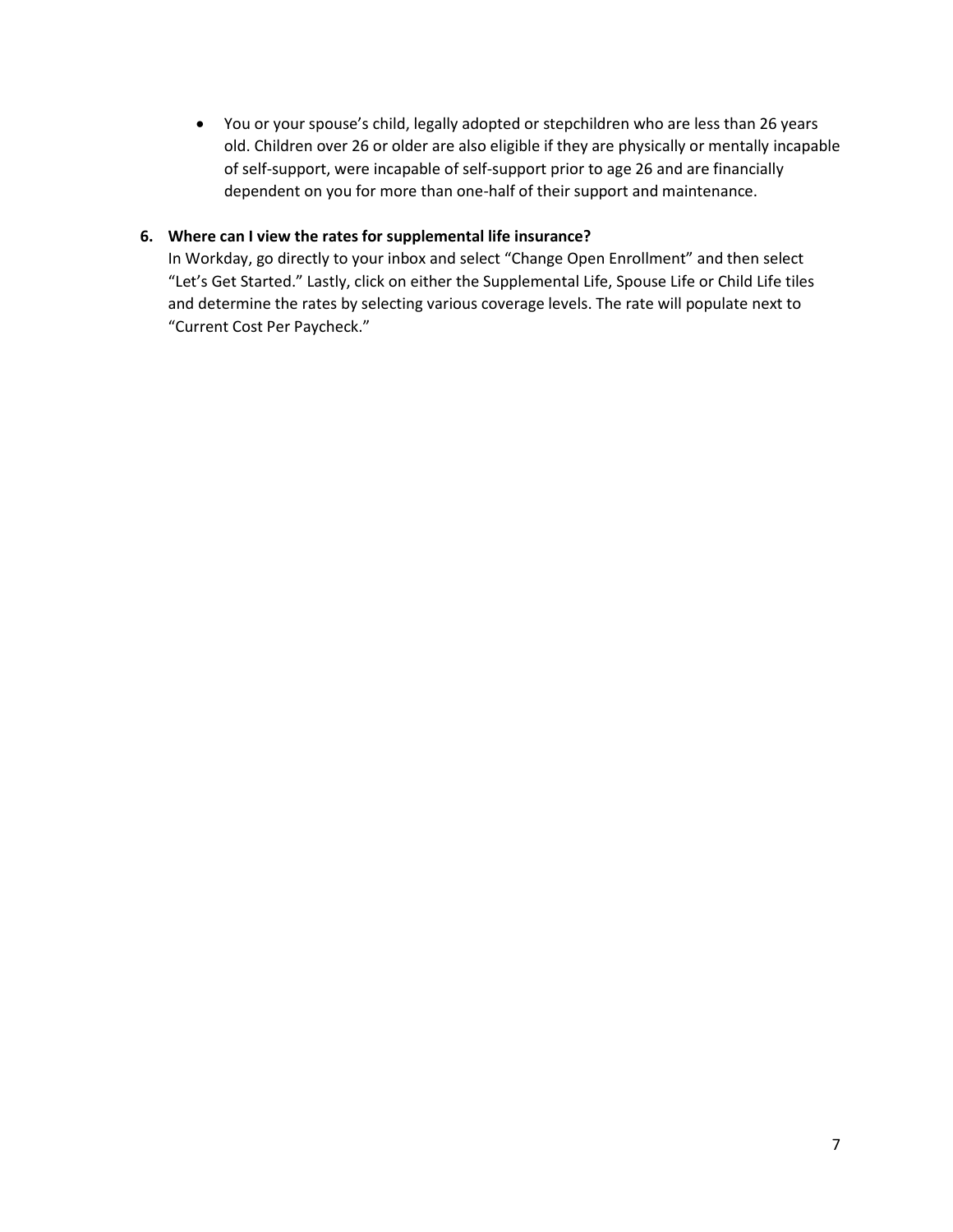- You or your spouse's child, legally adopted or stepchildren who are less than 26 years old. Children over 26 or older are also eligible if they are physically or mentally incapable of self-support, were incapable of self-support prior to age 26 and are financially dependent on you for more than one-half of their support and maintenance.

6. **Where can I view the rates for supplemental life insurance?**
   In Workday, go directly to your inbox and select "Change Open Enrollment" and then select "Let's Get Started." Lastly, click on either the Supplemental Life, Spouse Life or Child Life tiles and determine the rates by selecting various coverage levels. The rate will populate next to "Current Cost Per Paycheck."